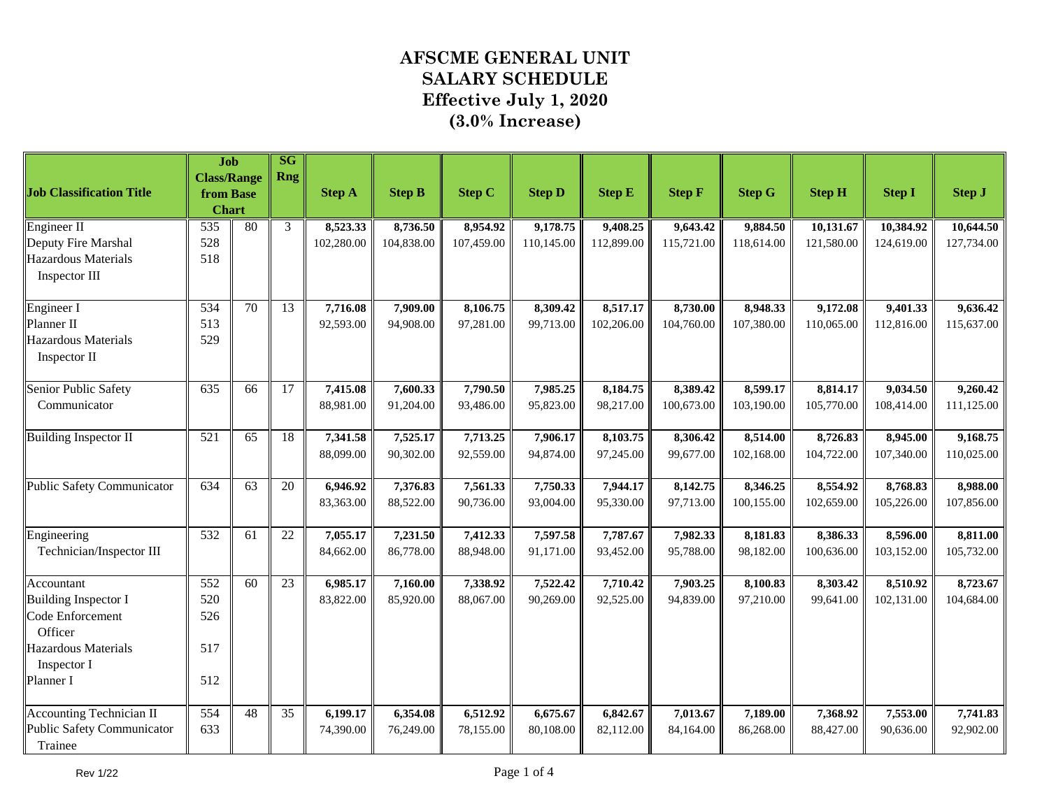# AFSCME GENERAL UNIT
# SALARY SCHEDULE
## Effective July 1, 2020
## (3.0% Increase)

| Job Classification Title | Job Class/Range from Base Chart | | SG Rng | Step A | Step B | Step C | Step D | Step E | Step F | Step G | Step H | Step I | Step J |
|---|---|---|---|---|---|---|---|---|---|---|---|---|---|
| Engineer II | 535 | 80 | 3 | **8,523.33** | **8,736.50** | **8,954.92** | **9,178.75** | **9,408.25** | **9,643.42** | **9,884.50** | **10,131.67** | **10,384.92** | **10,644.50** |
| Deputy Fire Marshal | 528 | | | 102,280.00 | 104,838.00 | 107,459.00 | 110,145.00 | 112,899.00 | 115,721.00 | 118,614.00 | 121,580.00 | 124,619.00 | 127,734.00 |
| Hazardous Materials Inspector III | 518 | | | | | | | | | | | | |
| Engineer I | 534 | 70 | 13 | **7,716.08** | **7,909.00** | **8,106.75** | **8,309.42** | **8,517.17** | **8,730.00** | **8,948.33** | **9,172.08** | **9,401.33** | **9,636.42** |
| Planner II | 513 | | | 92,593.00 | 94,908.00 | 97,281.00 | 99,713.00 | 102,206.00 | 104,760.00 | 107,380.00 | 110,065.00 | 112,816.00 | 115,637.00 |
| Hazardous Materials Inspector II | 529 | | | | | | | | | | | | |
| Senior Public Safety Communicator | 635 | 66 | 17 | **7,415.08** | **7,600.33** | **7,790.50** | **7,985.25** | **8,184.75** | **8,389.42** | **8,599.17** | **8,814.17** | **9,034.50** | **9,260.42** |
| | | | | 88,981.00 | 91,204.00 | 93,486.00 | 95,823.00 | 98,217.00 | 100,673.00 | 103,190.00 | 105,770.00 | 108,414.00 | 111,125.00 |
| Building Inspector II | 521 | 65 | 18 | **7,341.58** | **7,525.17** | **7,713.25** | **7,906.17** | **8,103.75** | **8,306.42** | **8,514.00** | **8,726.83** | **8,945.00** | **9,168.75** |
| | | | | 88,099.00 | 90,302.00 | 92,559.00 | 94,874.00 | 97,245.00 | 99,677.00 | 102,168.00 | 104,722.00 | 107,340.00 | 110,025.00 |
| Public Safety Communicator | 634 | 63 | 20 | **6,946.92** | **7,376.83** | **7,561.33** | **7,750.33** | **7,944.17** | **8,142.75** | **8,346.25** | **8,554.92** | **8,768.83** | **8,988.00** |
| | | | | 83,363.00 | 88,522.00 | 90,736.00 | 93,004.00 | 95,330.00 | 97,713.00 | 100,155.00 | 102,659.00 | 105,226.00 | 107,856.00 |
| Engineering Technician/Inspector III | 532 | 61 | 22 | **7,055.17** | **7,231.50** | **7,412.33** | **7,597.58** | **7,787.67** | **7,982.33** | **8,181.83** | **8,386.33** | **8,596.00** | **8,811.00** |
| | | | | 84,662.00 | 86,778.00 | 88,948.00 | 91,171.00 | 93,452.00 | 95,788.00 | 98,182.00 | 100,636.00 | 103,152.00 | 105,732.00 |
| Accountant | 552 | 60 | 23 | **6,985.17** | **7,160.00** | **7,338.92** | **7,522.42** | **7,710.42** | **7,903.25** | **8,100.83** | **8,303.42** | **8,510.92** | **8,723.67** |
| Building Inspector I | 520 | | | 83,822.00 | 85,920.00 | 88,067.00 | 90,269.00 | 92,525.00 | 94,839.00 | 97,210.00 | 99,641.00 | 102,131.00 | 104,684.00 |
| Code Enforcement Officer | 526 | | | | | | | | | | | | |
| Hazardous Materials Inspector I | 517 | | | | | | | | | | | | |
| Planner I | 512 | | | | | | | | | | | | |
| Accounting Technician II | 554 | 48 | 35 | **6,199.17** | **6,354.08** | **6,512.92** | **6,675.67** | **6,842.67** | **7,013.67** | **7,189.00** | **7,368.92** | **7,553.00** | **7,741.83** |
| Public Safety Communicator Trainee | 633 | | | 74,390.00 | 76,249.00 | 78,155.00 | 80,108.00 | 82,112.00 | 84,164.00 | 86,268.00 | 88,427.00 | 90,636.00 | 92,902.00 |

Rev 1/22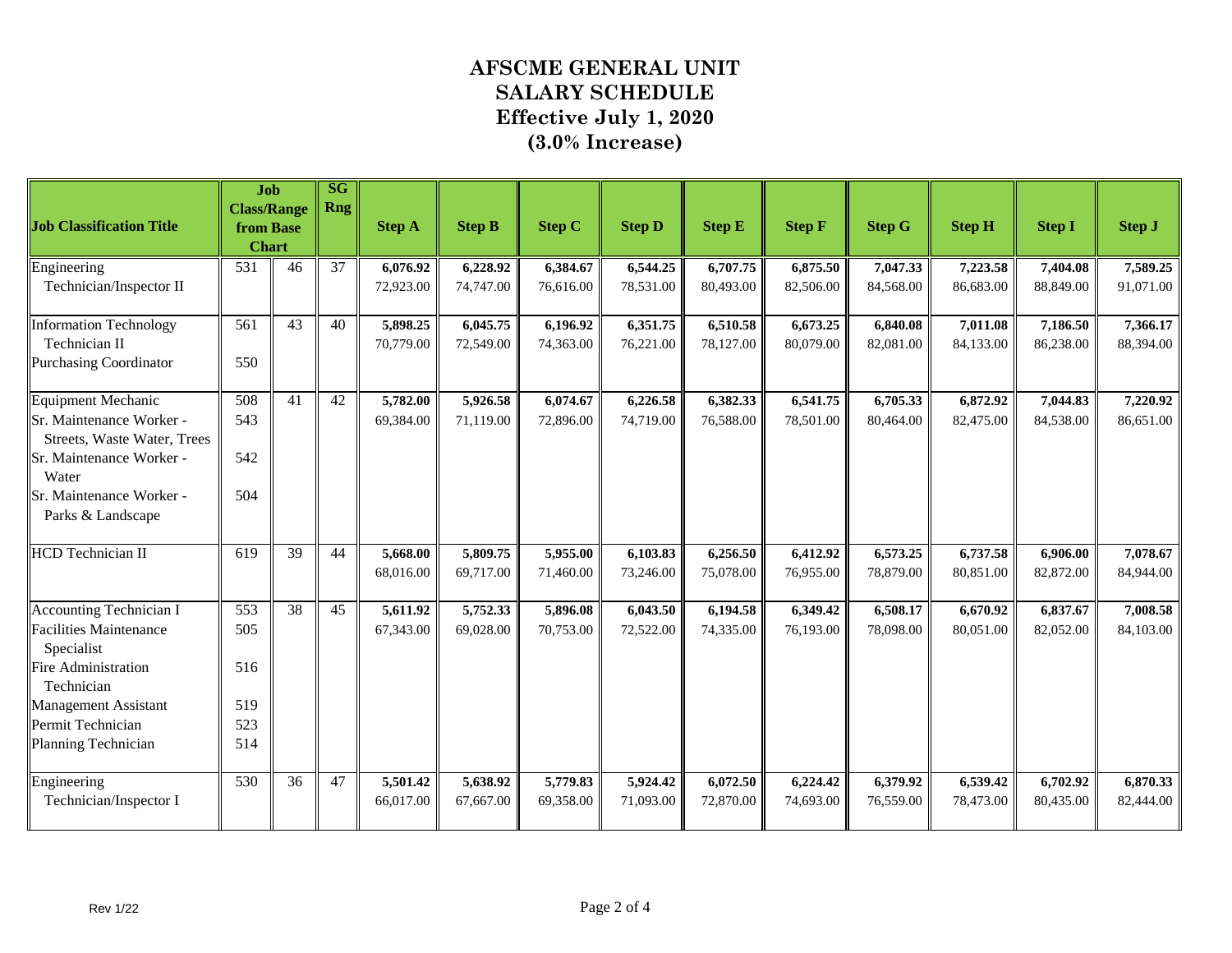# AFSCME GENERAL UNIT
# SALARY SCHEDULE
# Effective July 1, 2020
# (3.0% Increase)

| Job Classification Title | Job Class/Range from Base Chart | | SG Rng | Step A | Step B | Step C | Step D | Step E | Step F | Step G | Step H | Step I | Step J |
|---|---|---|---|---|---|---|---|---|---|---|---|---|---|
| Engineering Technician/Inspector II | 531 | 46 | 37 | **6,076.92**<br>72,923.00 | **6,228.92**<br>74,747.00 | **6,384.67**<br>76,616.00 | **6,544.25**<br>78,531.00 | **6,707.75**<br>80,493.00 | **6,875.50**<br>82,506.00 | **7,047.33**<br>84,568.00 | **7,223.58**<br>86,683.00 | **7,404.08**<br>88,849.00 | **7,589.25**<br>91,071.00 |
| Information Technology Technician II | 561 | 43 | 40 | **5,898.25**<br>70,779.00 | **6,045.75**<br>72,549.00 | **6,196.92**<br>74,363.00 | **6,351.75**<br>76,221.00 | **6,510.58**<br>78,127.00 | **6,673.25**<br>80,079.00 | **6,840.08**<br>82,081.00 | **7,011.08**<br>84,133.00 | **7,186.50**<br>86,238.00 | **7,366.17**<br>88,394.00 |
| Purchasing Coordinator | 550 | | | | | | | | | | | | |
| Equipment Mechanic | 508 | 41 | 42 | **5,782.00**<br>69,384.00 | **5,926.58**<br>71,119.00 | **6,074.67**<br>72,896.00 | **6,226.58**<br>74,719.00 | **6,382.33**<br>76,588.00 | **6,541.75**<br>78,501.00 | **6,705.33**<br>80,464.00 | **6,872.92**<br>82,475.00 | **7,044.83**<br>84,538.00 | **7,220.92**<br>86,651.00 |
| Sr. Maintenance Worker - Streets, Waste Water, Trees | 543 | | | | | | | | | | | | |
| Sr. Maintenance Worker - Water | 542 | | | | | | | | | | | | |
| Sr. Maintenance Worker - Parks & Landscape | 504 | | | | | | | | | | | | |
| HCD Technician II | 619 | 39 | 44 | **5,668.00**<br>68,016.00 | **5,809.75**<br>69,717.00 | **5,955.00**<br>71,460.00 | **6,103.83**<br>73,246.00 | **6,256.50**<br>75,078.00 | **6,412.92**<br>76,955.00 | **6,573.25**<br>78,879.00 | **6,737.58**<br>80,851.00 | **6,906.00**<br>82,872.00 | **7,078.67**<br>84,944.00 |
| Accounting Technician I | 553 | 38 | 45 | **5,611.92**<br>67,343.00 | **5,752.33**<br>69,028.00 | **5,896.08**<br>70,753.00 | **6,043.50**<br>72,522.00 | **6,194.58**<br>74,335.00 | **6,349.42**<br>76,193.00 | **6,508.17**<br>78,098.00 | **6,670.92**<br>80,051.00 | **6,837.67**<br>82,052.00 | **7,008.58**<br>84,103.00 |
| Facilities Maintenance Specialist | 505 | | | | | | | | | | | | |
| Fire Administration Technician | 516 | | | | | | | | | | | | |
| Management Assistant | 519 | | | | | | | | | | | | |
| Permit Technician | 523 | | | | | | | | | | | | |
| Planning Technician | 514 | | | | | | | | | | | | |
| Engineering Technician/Inspector I | 530 | 36 | 47 | **5,501.42**<br>66,017.00 | **5,638.92**<br>67,667.00 | **5,779.83**<br>69,358.00 | **5,924.42**<br>71,093.00 | **6,072.50**<br>72,870.00 | **6,224.42**<br>74,693.00 | **6,379.92**<br>76,559.00 | **6,539.42**<br>78,473.00 | **6,702.92**<br>80,435.00 | **6,870.33**<br>82,444.00 |

Rev 1/22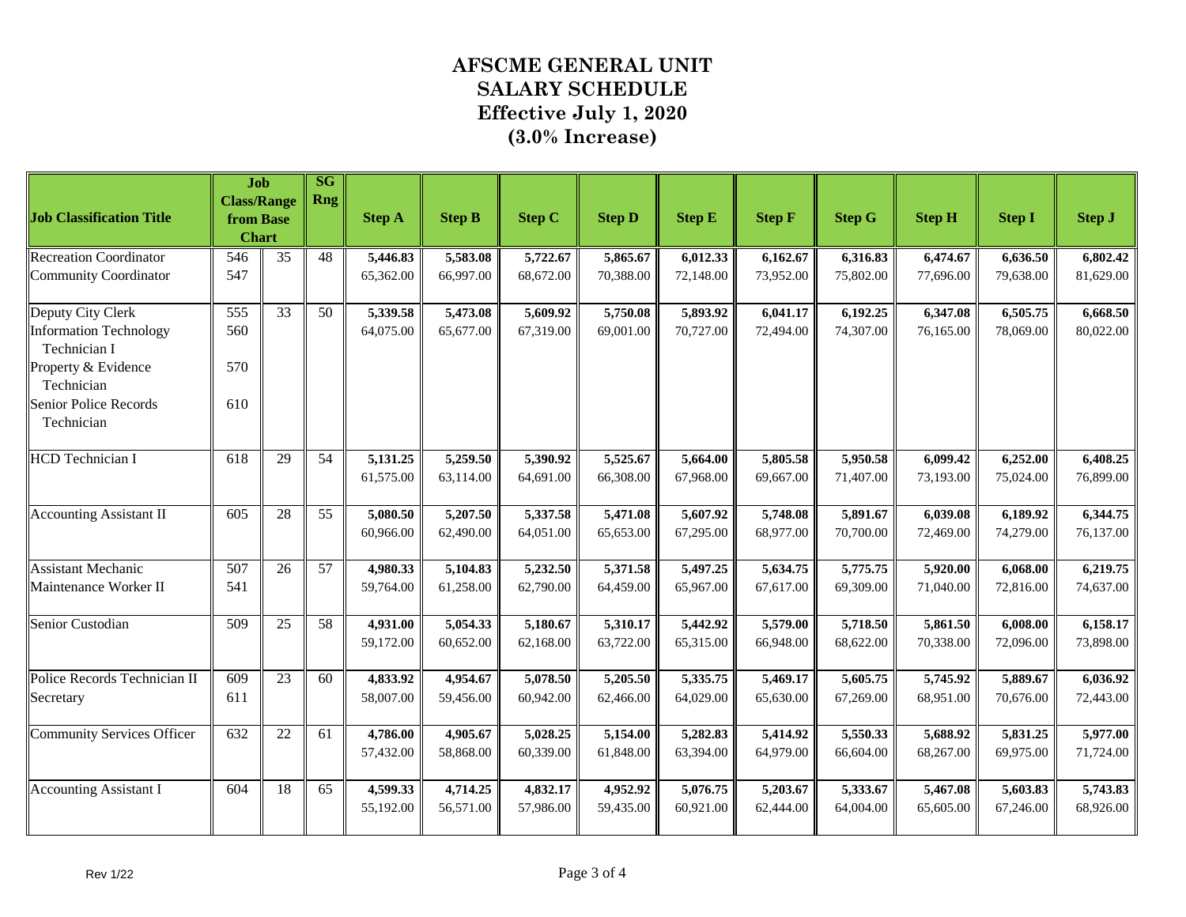# AFSCME GENERAL UNIT
# SALARY SCHEDULE
# Effective July 1, 2020
# (3.0% Increase)

| Job Classification Title | Job Class/Range from Base Chart | | SG Rng | Step A | Step B | Step C | Step D | Step E | Step F | Step G | Step H | Step I | Step J |
|---|---|---|---|---|---|---|---|---|---|---|---|---|---|
| Recreation Coordinator | 546 | 35 | 48 | **5,446.83** | **5,583.08** | **5,722.67** | **5,865.67** | **6,012.33** | **6,162.67** | **6,316.83** | **6,474.67** | **6,636.50** | **6,802.42** |
| Community Coordinator | 547 | | | 65,362.00 | 66,997.00 | 68,672.00 | 70,388.00 | 72,148.00 | 73,952.00 | 75,802.00 | 77,696.00 | 79,638.00 | 81,629.00 |
| Deputy City Clerk | 555 | 33 | 50 | **5,339.58** | **5,473.08** | **5,609.92** | **5,750.08** | **5,893.92** | **6,041.17** | **6,192.25** | **6,347.08** | **6,505.75** | **6,668.50** |
| Information Technology Technician I | 560 | | | 64,075.00 | 65,677.00 | 67,319.00 | 69,001.00 | 70,727.00 | 72,494.00 | 74,307.00 | 76,165.00 | 78,069.00 | 80,022.00 |
| Property & Evidence Technician | 570 | | | | | | | | | | | | |
| Senior Police Records Technician | 610 | | | | | | | | | | | | |
| HCD Technician I | 618 | 29 | 54 | **5,131.25** | **5,259.50** | **5,390.92** | **5,525.67** | **5,664.00** | **5,805.58** | **5,950.58** | **6,099.42** | **6,252.00** | **6,408.25** |
| | | | | 61,575.00 | 63,114.00 | 64,691.00 | 66,308.00 | 67,968.00 | 69,667.00 | 71,407.00 | 73,193.00 | 75,024.00 | 76,899.00 |
| Accounting Assistant II | 605 | 28 | 55 | **5,080.50** | **5,207.50** | **5,337.58** | **5,471.08** | **5,607.92** | **5,748.08** | **5,891.67** | **6,039.08** | **6,189.92** | **6,344.75** |
| | | | | 60,966.00 | 62,490.00 | 64,051.00 | 65,653.00 | 67,295.00 | 68,977.00 | 70,700.00 | 72,469.00 | 74,279.00 | 76,137.00 |
| Assistant Mechanic | 507 | 26 | 57 | **4,980.33** | **5,104.83** | **5,232.50** | **5,371.58** | **5,497.25** | **5,634.75** | **5,775.75** | **5,920.00** | **6,068.00** | **6,219.75** |
| Maintenance Worker II | 541 | | | 59,764.00 | 61,258.00 | 62,790.00 | 64,459.00 | 65,967.00 | 67,617.00 | 69,309.00 | 71,040.00 | 72,816.00 | 74,637.00 |
| Senior Custodian | 509 | 25 | 58 | **4,931.00** | **5,054.33** | **5,180.67** | **5,310.17** | **5,442.92** | **5,579.00** | **5,718.50** | **5,861.50** | **6,008.00** | **6,158.17** |
| | | | | 59,172.00 | 60,652.00 | 62,168.00 | 63,722.00 | 65,315.00 | 66,948.00 | 68,622.00 | 70,338.00 | 72,096.00 | 73,898.00 |
| Police Records Technician II | 609 | 23 | 60 | **4,833.92** | **4,954.67** | **5,078.50** | **5,205.50** | **5,335.75** | **5,469.17** | **5,605.75** | **5,745.92** | **5,889.67** | **6,036.92** |
| Secretary | 611 | | | 58,007.00 | 59,456.00 | 60,942.00 | 62,466.00 | 64,029.00 | 65,630.00 | 67,269.00 | 68,951.00 | 70,676.00 | 72,443.00 |
| Community Services Officer | 632 | 22 | 61 | **4,786.00** | **4,905.67** | **5,028.25** | **5,154.00** | **5,282.83** | **5,414.92** | **5,550.33** | **5,688.92** | **5,831.25** | **5,977.00** |
| | | | | 57,432.00 | 58,868.00 | 60,339.00 | 61,848.00 | 63,394.00 | 64,979.00 | 66,604.00 | 68,267.00 | 69,975.00 | 71,724.00 |
| Accounting Assistant I | 604 | 18 | 65 | **4,599.33** | **4,714.25** | **4,832.17** | **4,952.92** | **5,076.75** | **5,203.67** | **5,333.67** | **5,467.08** | **5,603.83** | **5,743.83** |
| | | | | 55,192.00 | 56,571.00 | 57,986.00 | 59,435.00 | 60,921.00 | 62,444.00 | 64,004.00 | 65,605.00 | 67,246.00 | 68,926.00 |

Rev 1/22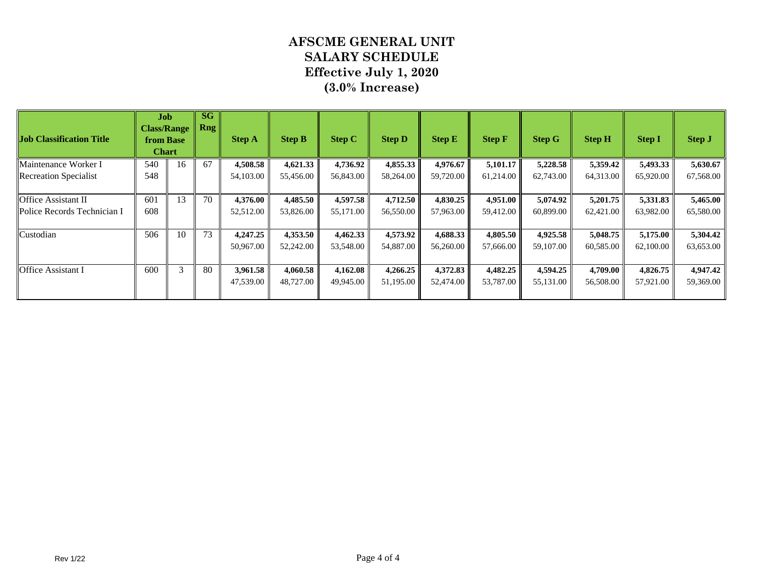# AFSCME GENERAL UNIT
# SALARY SCHEDULE
# Effective July 1, 2020
# (3.0% Increase)

| Job Classification Title | Job Class/Range from Base Chart | | SG Rng | Step A | Step B | Step C | Step D | Step E | Step F | Step G | Step H | Step I | Step J |
|---|---|---|---|---|---|---|---|---|---|---|---|---|---|
| Maintenance Worker I | 540 | 16 | 67 | **4,508.58** | **4,621.33** | **4,736.92** | **4,855.33** | **4,976.67** | **5,101.17** | **5,228.58** | **5,359.42** | **5,493.33** | **5,630.67** |
| Recreation Specialist | 548 | | | 54,103.00 | 55,456.00 | 56,843.00 | 58,264.00 | 59,720.00 | 61,214.00 | 62,743.00 | 64,313.00 | 65,920.00 | 67,568.00 |
| Office Assistant II | 601 | 13 | 70 | **4,376.00** | **4,485.50** | **4,597.58** | **4,712.50** | **4,830.25** | **4,951.00** | **5,074.92** | **5,201.75** | **5,331.83** | **5,465.00** |
| Police Records Technician I | 608 | | | 52,512.00 | 53,826.00 | 55,171.00 | 56,550.00 | 57,963.00 | 59,412.00 | 60,899.00 | 62,421.00 | 63,982.00 | 65,580.00 |
| Custodian | 506 | 10 | 73 | **4,247.25** | **4,353.50** | **4,462.33** | **4,573.92** | **4,688.33** | **4,805.50** | **4,925.58** | **5,048.75** | **5,175.00** | **5,304.42** |
| | | | | 50,967.00 | 52,242.00 | 53,548.00 | 54,887.00 | 56,260.00 | 57,666.00 | 59,107.00 | 60,585.00 | 62,100.00 | 63,653.00 |
| Office Assistant I | 600 | 3 | 80 | **3,961.58** | **4,060.58** | **4,162.08** | **4,266.25** | **4,372.83** | **4,482.25** | **4,594.25** | **4,709.00** | **4,826.75** | **4,947.42** |
| | | | | 47,539.00 | 48,727.00 | 49,945.00 | 51,195.00 | 52,474.00 | 53,787.00 | 55,131.00 | 56,508.00 | 57,921.00 | 59,369.00 |

Rev 1/22